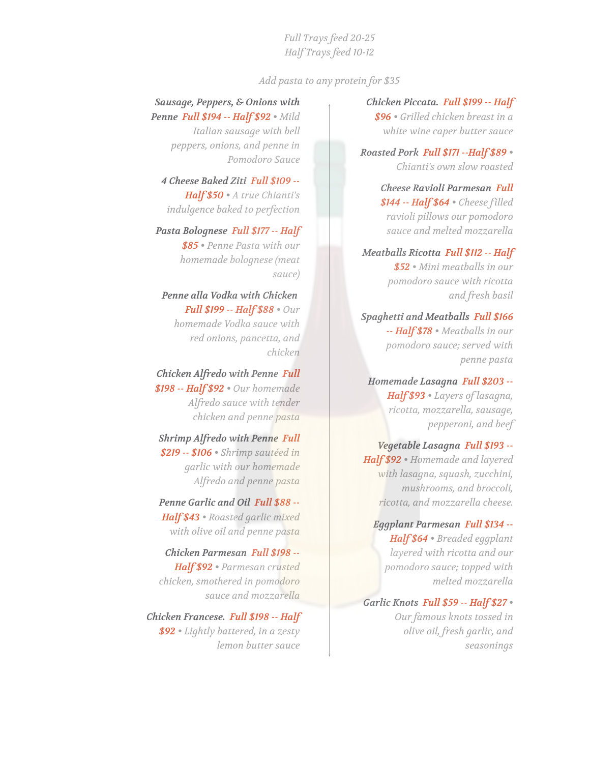*Full Trays feed 20-25*
*Half Trays feed 10-12*

*Add pasta to any protein for $35*

***Sausage, Peppers, & Onions with Penne*** *Full $194 -- Half $92* • *Mild Italian sausage with bell peppers, onions, and penne in Pomodoro Sauce*

***4 Cheese Baked Ziti*** *Full $109 -- Half $50* • *A true Chianti's indulgence baked to perfection*

***Pasta Bolognese*** *Full $177 -- Half $85* • *Penne Pasta with our homemade bolognese (meat sauce)*

***Penne alla Vodka with Chicken*** *Full $199 -- Half $88* • *Our homemade Vodka sauce with red onions, pancetta, and chicken*

***Chicken Alfredo with Penne*** *Full $198 -- Half $92* • *Our homemade Alfredo sauce with tender chicken and penne pasta*

***Shrimp Alfredo with Penne*** *Full $219 -- $106* • *Shrimp sautéed in garlic with our homemade Alfredo and penne pasta*

***Penne Garlic and Oil*** *Full $88 -- Half $43* • *Roasted garlic mixed with olive oil and penne pasta*

***Chicken Parmesan*** *Full $198 -- Half $92* • *Parmesan crusted chicken, smothered in pomodoro sauce and mozzarella*

***Chicken Francese.*** *Full $198 -- Half $92* • *Lightly battered, in a zesty lemon butter sauce*

***Chicken Piccata.*** *Full $199 -- Half $96* • *Grilled chicken breast in a white wine caper butter sauce*

***Roasted Pork*** *Full $171 --Half $89* • *Chianti's own slow roasted*

***Cheese Ravioli Parmesan*** *Full $144 -- Half $64* • *Cheese filled ravioli pillows our pomodoro sauce and melted mozzarella*

***Meatballs Ricotta*** *Full $112 -- Half $52* • *Mini meatballs in our pomodoro sauce with ricotta and fresh basil*

***Spaghetti and Meatballs*** *Full $166 -- Half $78* • *Meatballs in our pomodoro sauce; served with penne pasta*

***Homemade Lasagna*** *Full $203 -- Half $93* • *Layers of lasagna, ricotta, mozzarella, sausage, pepperoni, and beef*

***Vegetable Lasagna*** *Full $193 -- Half $92* • *Homemade and layered with lasagna, squash, zucchini, mushrooms, and broccoli, ricotta, and mozzarella cheese.*

***Eggplant Parmesan*** *Full $134 -- Half $64* • *Breaded eggplant layered with ricotta and our pomodoro sauce; topped with melted mozzarella*

***Garlic Knots*** *Full $59 -- Half $27* • *Our famous knots tossed in olive oil, fresh garlic, and seasonings*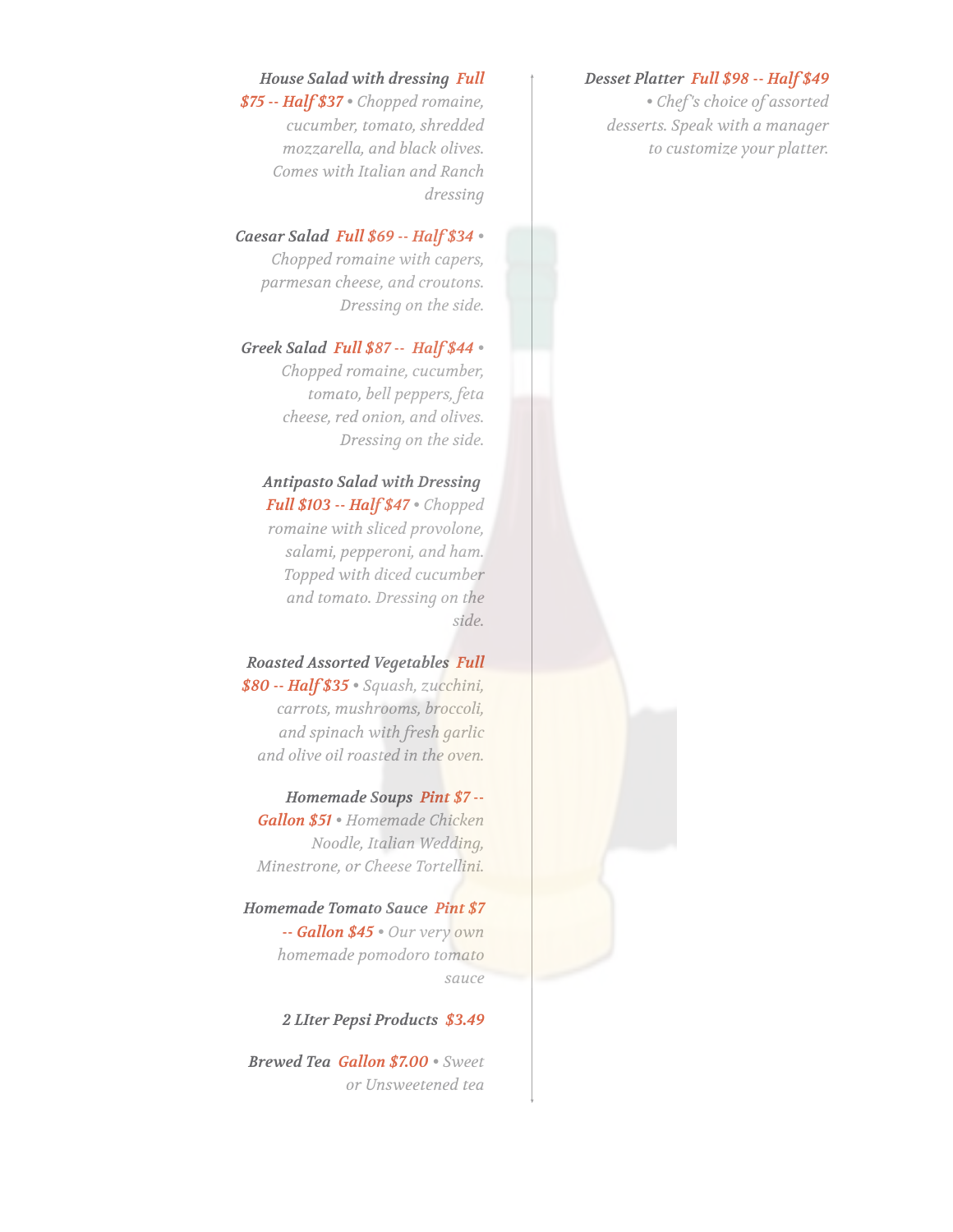*House Salad with dressing* **Full $75 -- Half $37** • *Chopped romaine, cucumber, tomato, shredded mozzarella, and black olives. Comes with Italian and Ranch dressing*

*Caesar Salad* **Full $69 -- Half $34** • *Chopped romaine with capers, parmesan cheese, and croutons. Dressing on the side.*

*Greek Salad* **Full $87 -- Half $44** • *Chopped romaine, cucumber, tomato, bell peppers, feta cheese, red onion, and olives. Dressing on the side.*

*Antipasto Salad with Dressing* **Full $103 -- Half $47** • *Chopped romaine with sliced provolone, salami, pepperoni, and ham. Topped with diced cucumber and tomato. Dressing on the side.*

*Roasted Assorted Vegetables* **Full $80 -- Half $35** • *Squash, zucchini, carrots, mushrooms, broccoli, and spinach with fresh garlic and olive oil roasted in the oven.*

*Homemade Soups* **Pint $7 -- Gallon $51** • *Homemade Chicken Noodle, Italian Wedding, Minestrone, or Cheese Tortellini.*

*Homemade Tomato Sauce* **Pint $7 -- Gallon $45** • *Our very own homemade pomodoro tomato sauce*

*2 LIter Pepsi Products* **$3.49**

*Brewed Tea* **Gallon $7.00** • *Sweet or Unsweetened tea*

*Desset Platter* **Full $98 -- Half $49** • *Chef's choice of assorted desserts. Speak with a manager to customize your platter.*